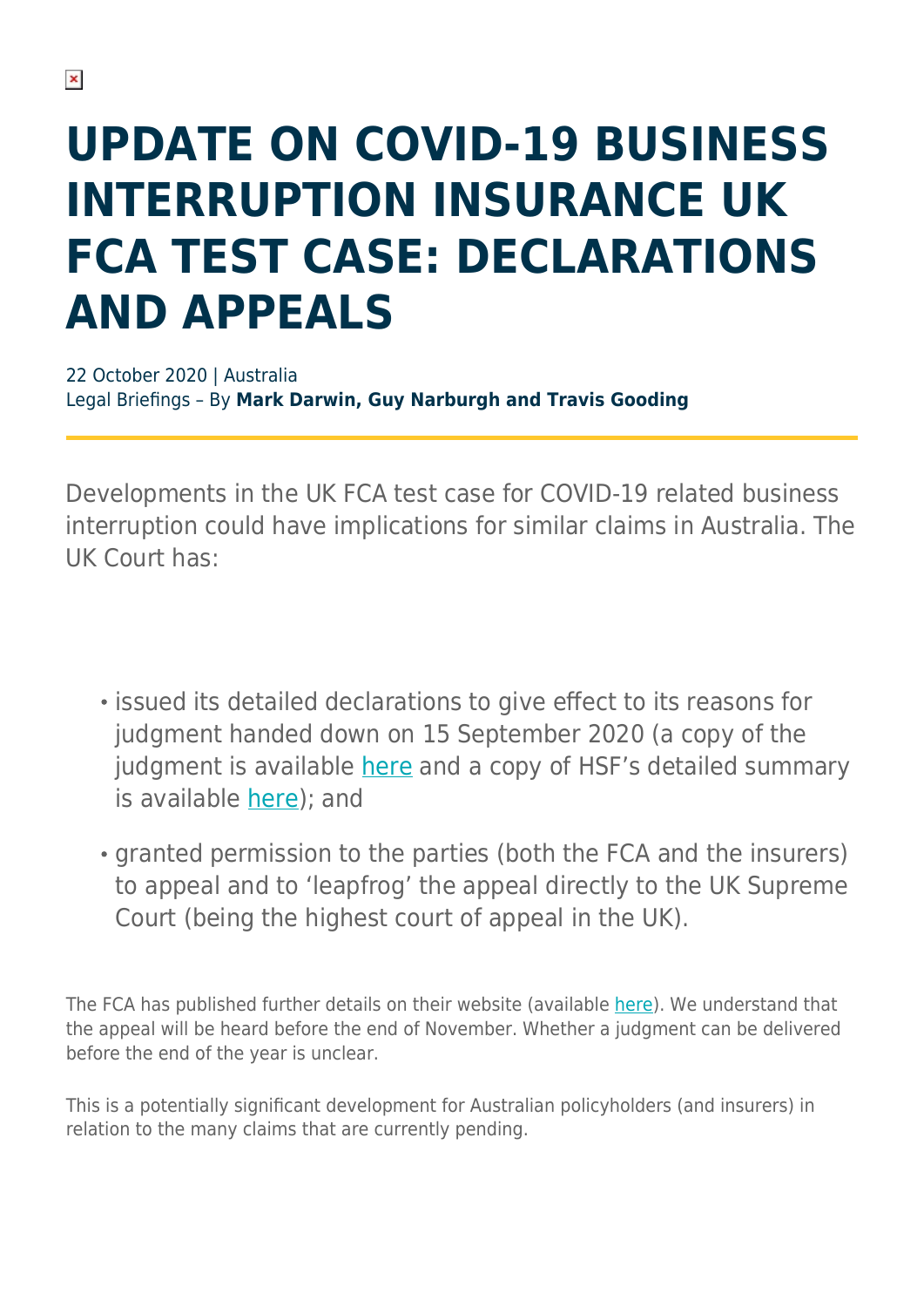# UPDATE ON COVID-19 BUSINESS INTERRUPTION INSURANCE UK FCA TEST CASE: DECLARATIONS AND APPEALS

22 October 2020 | Australia
Legal Briefings – By **Mark Darwin, Guy Narburgh and Travis Gooding**

Developments in the UK FCA test case for COVID-19 related business interruption could have implications for similar claims in Australia. The UK Court has:

- issued its detailed declarations to give effect to its reasons for judgment handed down on 15 September 2020 (a copy of the judgment is available here and a copy of HSF's detailed summary is available here); and
- granted permission to the parties (both the FCA and the insurers) to appeal and to 'leapfrog' the appeal directly to the UK Supreme Court (being the highest court of appeal in the UK).

The FCA has published further details on their website (available here). We understand that the appeal will be heard before the end of November. Whether a judgment can be delivered before the end of the year is unclear.

This is a potentially significant development for Australian policyholders (and insurers) in relation to the many claims that are currently pending.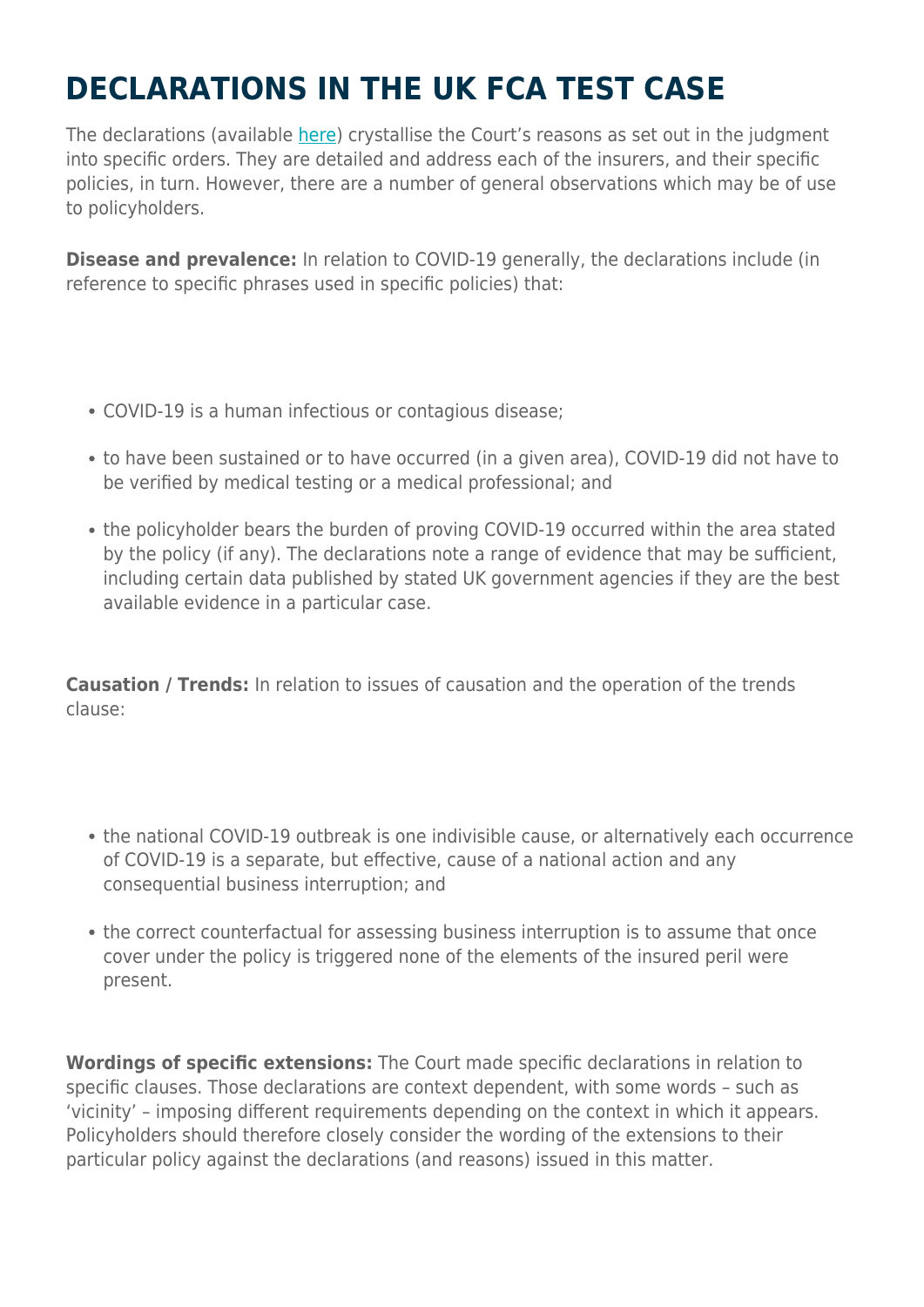# DECLARATIONS IN THE UK FCA TEST CASE

The declarations (available [here]) crystallise the Court's reasons as set out in the judgment into specific orders. They are detailed and address each of the insurers, and their specific policies, in turn. However, there are a number of general observations which may be of use to policyholders.

**Disease and prevalence:** In relation to COVID-19 generally, the declarations include (in reference to specific phrases used in specific policies) that:

- COVID-19 is a human infectious or contagious disease;
- to have been sustained or to have occurred (in a given area), COVID-19 did not have to be verified by medical testing or a medical professional; and
- the policyholder bears the burden of proving COVID-19 occurred within the area stated by the policy (if any). The declarations note a range of evidence that may be sufficient, including certain data published by stated UK government agencies if they are the best available evidence in a particular case.

**Causation / Trends:** In relation to issues of causation and the operation of the trends clause:

- the national COVID-19 outbreak is one indivisible cause, or alternatively each occurrence of COVID-19 is a separate, but effective, cause of a national action and any consequential business interruption; and
- the correct counterfactual for assessing business interruption is to assume that once cover under the policy is triggered none of the elements of the insured peril were present.

**Wordings of specific extensions:** The Court made specific declarations in relation to specific clauses. Those declarations are context dependent, with some words – such as 'vicinity' – imposing different requirements depending on the context in which it appears. Policyholders should therefore closely consider the wording of the extensions to their particular policy against the declarations (and reasons) issued in this matter.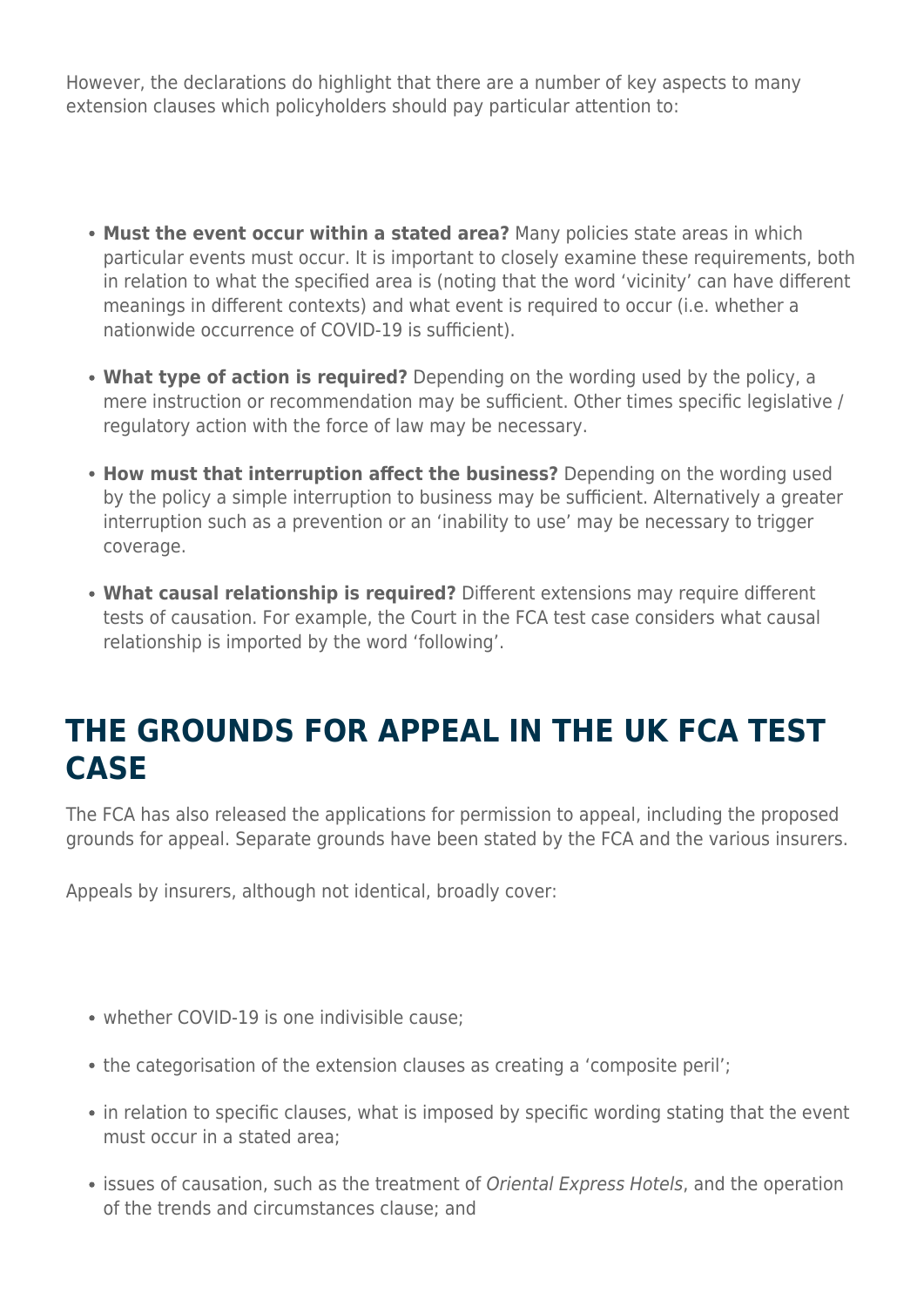However, the declarations do highlight that there are a number of key aspects to many extension clauses which policyholders should pay particular attention to:

- **Must the event occur within a stated area?** Many policies state areas in which particular events must occur. It is important to closely examine these requirements, both in relation to what the specified area is (noting that the word 'vicinity' can have different meanings in different contexts) and what event is required to occur (i.e. whether a nationwide occurrence of COVID-19 is sufficient).
- **What type of action is required?** Depending on the wording used by the policy, a mere instruction or recommendation may be sufficient. Other times specific legislative / regulatory action with the force of law may be necessary.
- **How must that interruption affect the business?** Depending on the wording used by the policy a simple interruption to business may be sufficient. Alternatively a greater interruption such as a prevention or an 'inability to use' may be necessary to trigger coverage.
- **What causal relationship is required?** Different extensions may require different tests of causation. For example, the Court in the FCA test case considers what causal relationship is imported by the word 'following'.

## THE GROUNDS FOR APPEAL IN THE UK FCA TEST CASE

The FCA has also released the applications for permission to appeal, including the proposed grounds for appeal. Separate grounds have been stated by the FCA and the various insurers.

Appeals by insurers, although not identical, broadly cover:

- whether COVID-19 is one indivisible cause;
- the categorisation of the extension clauses as creating a 'composite peril';
- in relation to specific clauses, what is imposed by specific wording stating that the event must occur in a stated area;
- issues of causation, such as the treatment of *Oriental Express Hotels*, and the operation of the trends and circumstances clause; and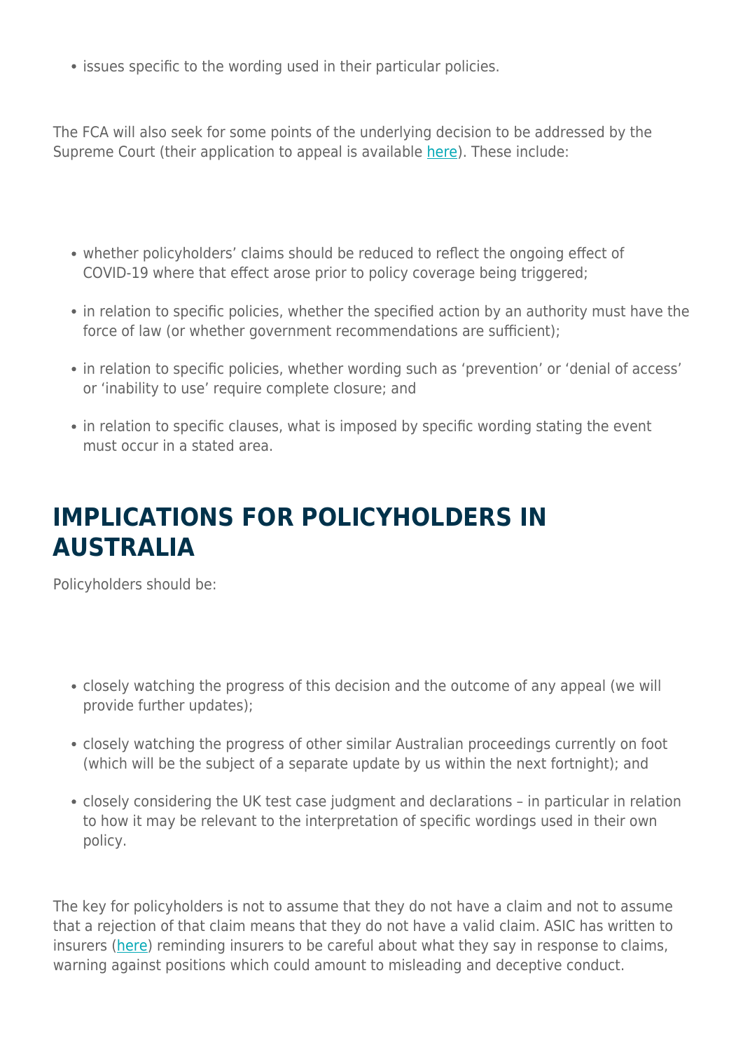- issues specific to the wording used in their particular policies.

The FCA will also seek for some points of the underlying decision to be addressed by the Supreme Court (their application to appeal is available here). These include:

- whether policyholders' claims should be reduced to reflect the ongoing effect of COVID-19 where that effect arose prior to policy coverage being triggered;
- in relation to specific policies, whether the specified action by an authority must have the force of law (or whether government recommendations are sufficient);
- in relation to specific policies, whether wording such as 'prevention' or 'denial of access' or 'inability to use' require complete closure; and
- in relation to specific clauses, what is imposed by specific wording stating the event must occur in a stated area.

## IMPLICATIONS FOR POLICYHOLDERS IN AUSTRALIA

Policyholders should be:

- closely watching the progress of this decision and the outcome of any appeal (we will provide further updates);
- closely watching the progress of other similar Australian proceedings currently on foot (which will be the subject of a separate update by us within the next fortnight); and
- closely considering the UK test case judgment and declarations – in particular in relation to how it may be relevant to the interpretation of specific wordings used in their own policy.

The key for policyholders is not to assume that they do not have a claim and not to assume that a rejection of that claim means that they do not have a valid claim. ASIC has written to insurers (here) reminding insurers to be careful about what they say in response to claims, warning against positions which could amount to misleading and deceptive conduct.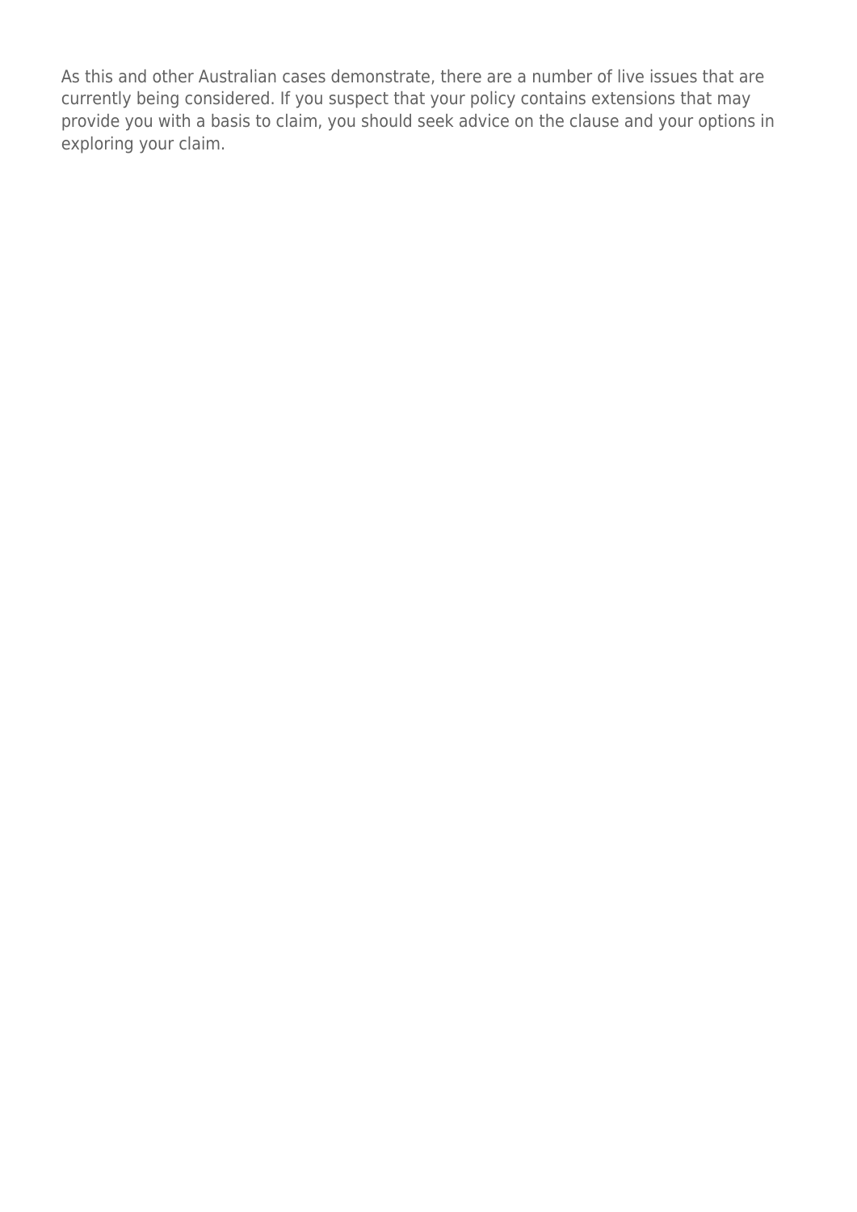As this and other Australian cases demonstrate, there are a number of live issues that are currently being considered. If you suspect that your policy contains extensions that may provide you with a basis to claim, you should seek advice on the clause and your options in exploring your claim.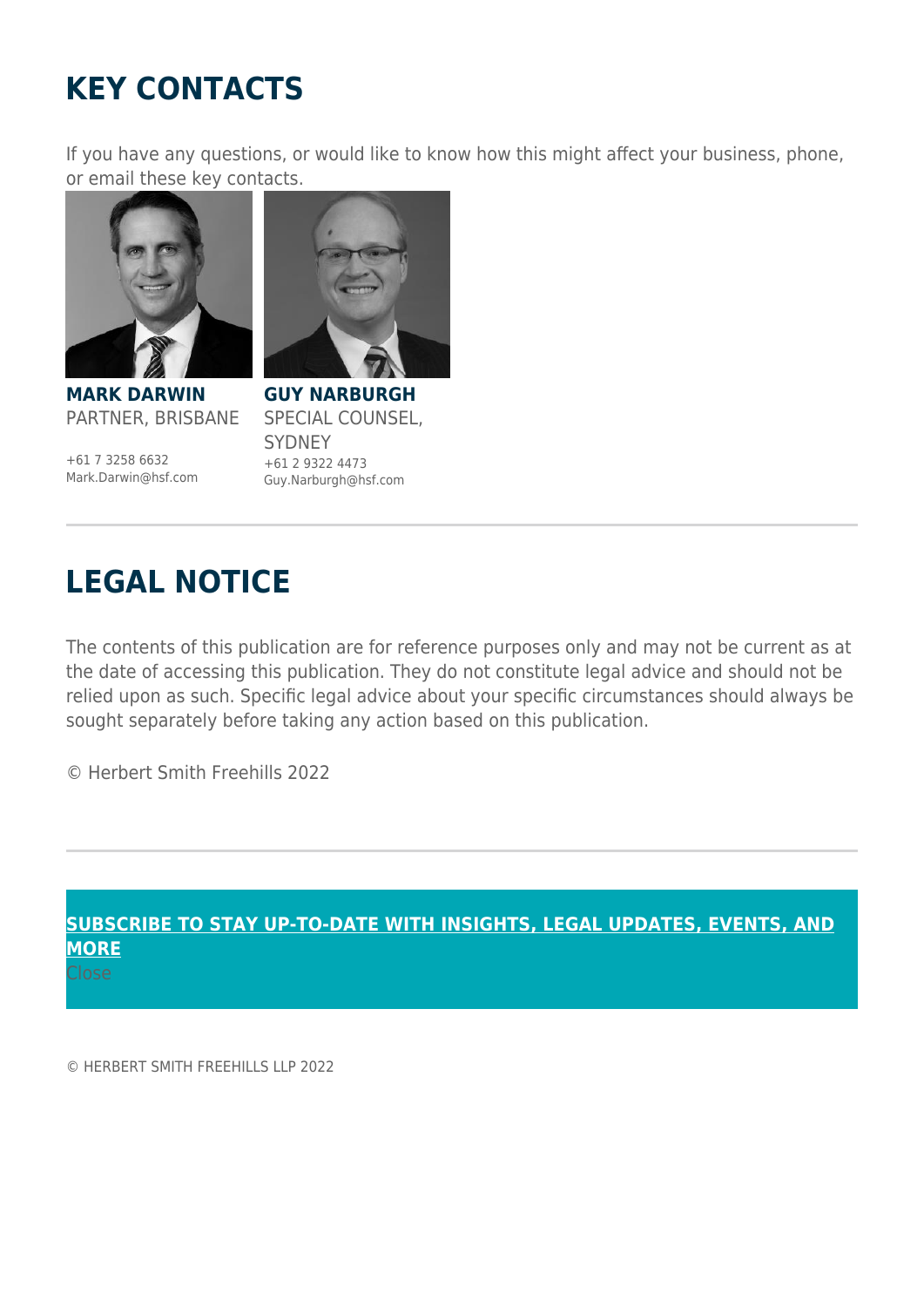## KEY CONTACTS

If you have any questions, or would like to know how this might affect your business, phone, or email these key contacts.

**MARK DARWIN**
PARTNER, BRISBANE

+61 7 3258 6632
Mark.Darwin@hsf.com

**GUY NARBURGH**
SPECIAL COUNSEL, SYDNEY

+61 2 9322 4473
Guy.Narburgh@hsf.com

## LEGAL NOTICE

The contents of this publication are for reference purposes only and may not be current as at the date of accessing this publication. They do not constitute legal advice and should not be relied upon as such. Specific legal advice about your specific circumstances should always be sought separately before taking any action based on this publication.

© Herbert Smith Freehills 2022

**SUBSCRIBE TO STAY UP-TO-DATE WITH INSIGHTS, LEGAL UPDATES, EVENTS, AND MORE**

Close

© HERBERT SMITH FREEHILLS LLP 2022